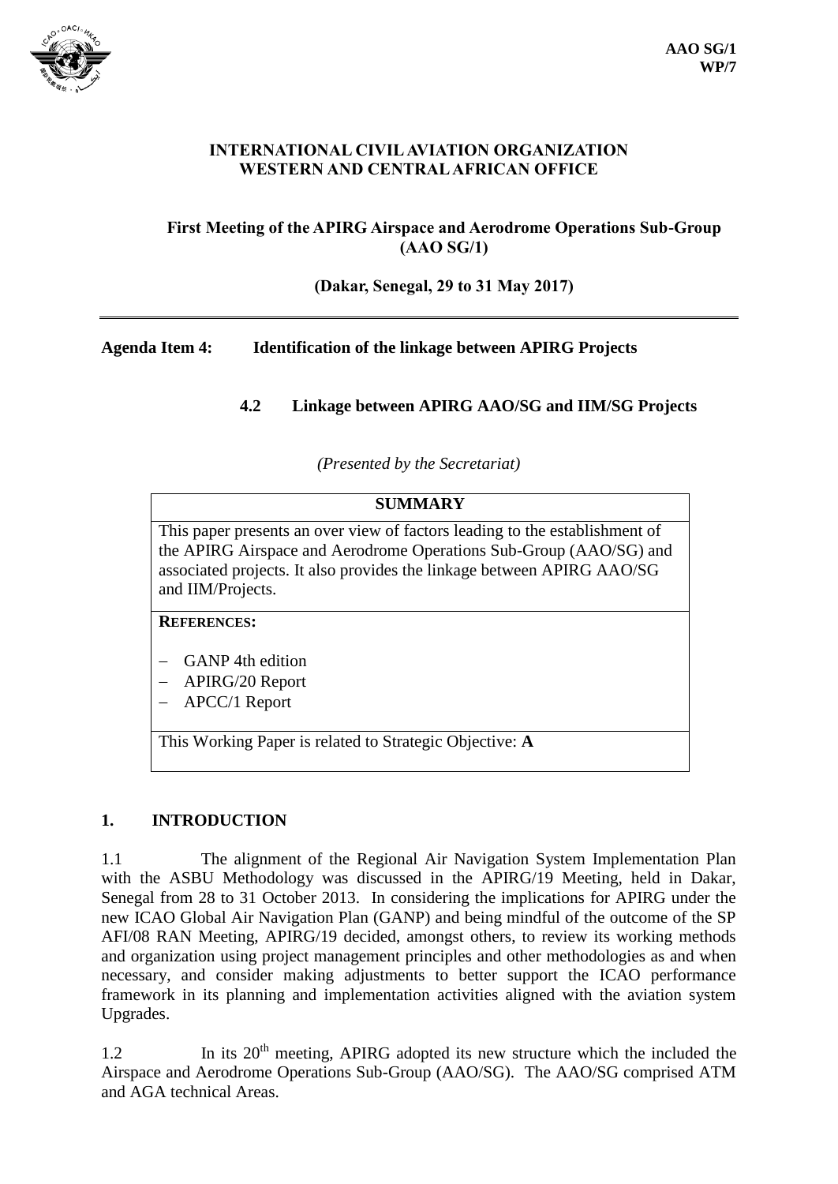AAO SG/1
WP/7

**INTERNATIONAL CIVIL AVIATION ORGANIZATION**
**WESTERN AND CENTRAL AFRICAN OFFICE**

**First Meeting of the APIRG Airspace and Aerodrome Operations Sub-Group (AAO SG/1)**

**(Dakar, Senegal, 29 to 31 May 2017)**

---

**Agenda Item 4: Identification of the linkage between APIRG Projects**

**4.2 Linkage between APIRG AAO/SG and IIM/SG Projects**

*(Presented by the Secretariat)*

| **SUMMARY** |
|---|
| This paper presents an over view of factors leading to the establishment of the APIRG Airspace and Aerodrome Operations Sub-Group (AAO/SG) and associated projects. It also provides the linkage between APIRG AAO/SG and IIM/Projects. |
| **REFERENCES:**<br><br>– GANP 4th edition<br>– APIRG/20 Report<br>– APCC/1 Report |
| This Working Paper is related to Strategic Objective: **A** |

## 1. INTRODUCTION

1.1 The alignment of the Regional Air Navigation System Implementation Plan with the ASBU Methodology was discussed in the APIRG/19 Meeting, held in Dakar, Senegal from 28 to 31 October 2013. In considering the implications for APIRG under the new ICAO Global Air Navigation Plan (GANP) and being mindful of the outcome of the SP AFI/08 RAN Meeting, APIRG/19 decided, amongst others, to review its working methods and organization using project management principles and other methodologies as and when necessary, and consider making adjustments to better support the ICAO performance framework in its planning and implementation activities aligned with the aviation system Upgrades.

1.2 In its 20th meeting, APIRG adopted its new structure which the included the Airspace and Aerodrome Operations Sub-Group (AAO/SG). The AAO/SG comprised ATM and AGA technical Areas.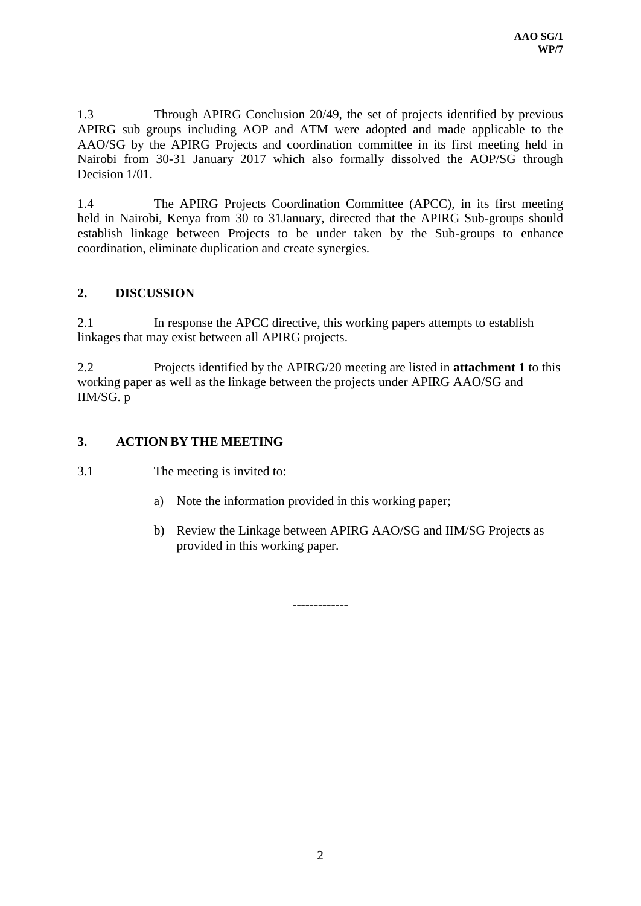1.3 Through APIRG Conclusion 20/49, the set of projects identified by previous APIRG sub groups including AOP and ATM were adopted and made applicable to the AAO/SG by the APIRG Projects and coordination committee in its first meeting held in Nairobi from 30-31 January 2017 which also formally dissolved the AOP/SG through Decision 1/01.

1.4 The APIRG Projects Coordination Committee (APCC), in its first meeting held in Nairobi, Kenya from 30 to 31January, directed that the APIRG Sub-groups should establish linkage between Projects to be under taken by the Sub-groups to enhance coordination, eliminate duplication and create synergies.

## 2. DISCUSSION

2.1 In response the APCC directive, this working papers attempts to establish linkages that may exist between all APIRG projects.

2.2 Projects identified by the APIRG/20 meeting are listed in **attachment 1** to this working paper as well as the linkage between the projects under APIRG AAO/SG and IIM/SG. p

## 3. ACTION BY THE MEETING

3.1 The meeting is invited to:

a) Note the information provided in this working paper;

b) Review the Linkage between APIRG AAO/SG and IIM/SG Project**s** as provided in this working paper.

-------------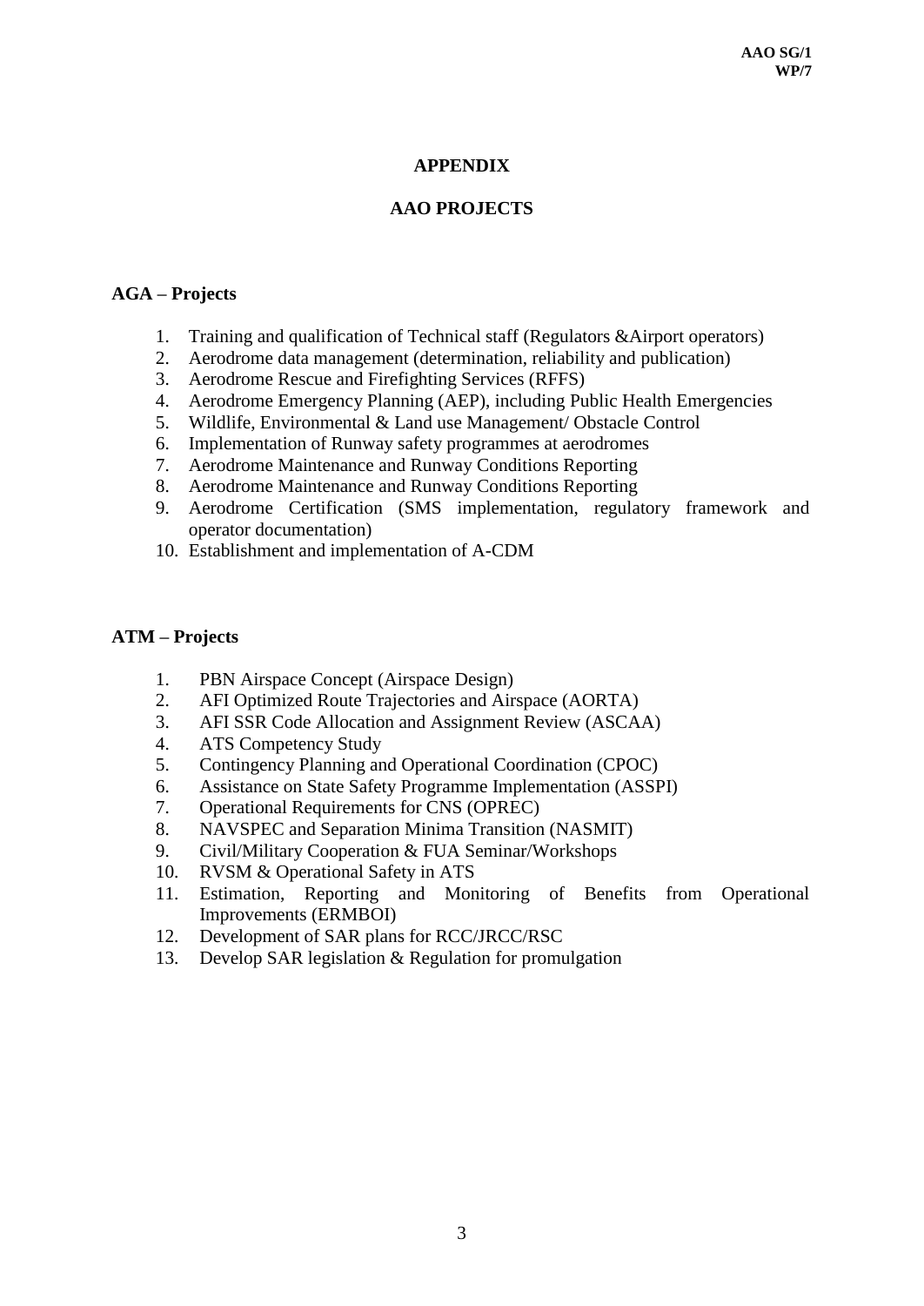# APPENDIX

## AAO PROJECTS

**AGA – Projects**

1. Training and qualification of Technical staff (Regulators &Airport operators)
2. Aerodrome data management (determination, reliability and publication)
3. Aerodrome Rescue and Firefighting Services (RFFS)
4. Aerodrome Emergency Planning (AEP), including Public Health Emergencies
5. Wildlife, Environmental & Land use Management/ Obstacle Control
6. Implementation of Runway safety programmes at aerodromes
7. Aerodrome Maintenance and Runway Conditions Reporting
8. Aerodrome Maintenance and Runway Conditions Reporting
9. Aerodrome Certification (SMS implementation, regulatory framework and operator documentation)
10. Establishment and implementation of A-CDM

**ATM – Projects**

1. PBN Airspace Concept (Airspace Design)
2. AFI Optimized Route Trajectories and Airspace (AORTA)
3. AFI SSR Code Allocation and Assignment Review (ASCAA)
4. ATS Competency Study
5. Contingency Planning and Operational Coordination (CPOC)
6. Assistance on State Safety Programme Implementation (ASSPI)
7. Operational Requirements for CNS (OPREC)
8. NAVSPEC and Separation Minima Transition (NASMIT)
9. Civil/Military Cooperation & FUA Seminar/Workshops
10. RVSM & Operational Safety in ATS
11. Estimation, Reporting and Monitoring of Benefits from Operational Improvements (ERMBOI)
12. Development of SAR plans for RCC/JRCC/RSC
13. Develop SAR legislation & Regulation for promulgation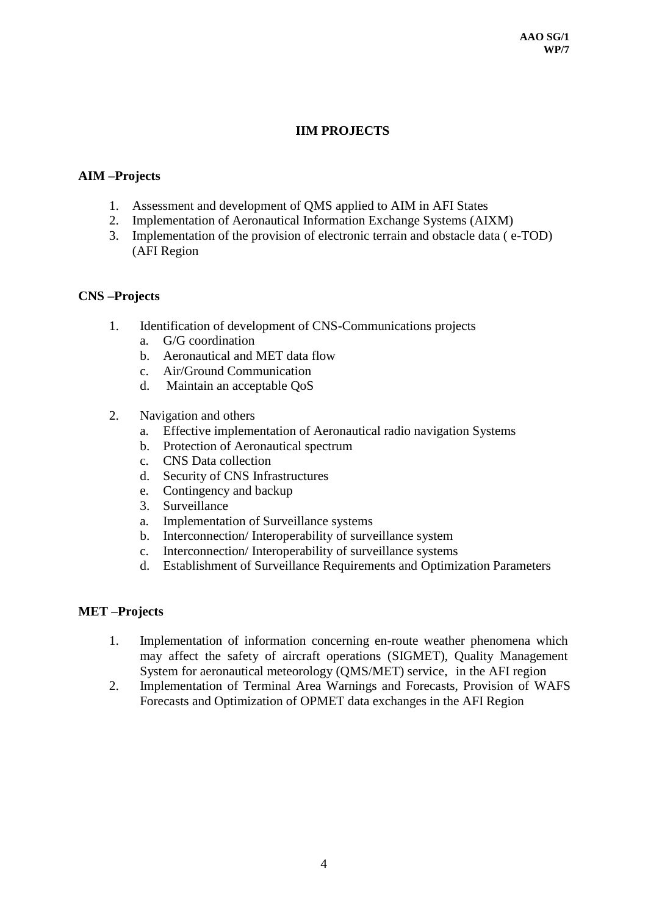## IIM PROJECTS

### AIM –Projects

1. Assessment and development of QMS applied to AIM in AFI States
2. Implementation of Aeronautical Information Exchange Systems (AIXM)
3. Implementation of the provision of electronic terrain and obstacle data ( e-TOD) (AFI Region

### CNS –Projects

1. Identification of development of CNS-Communications projects
   a. G/G coordination
   b. Aeronautical and MET data flow
   c. Air/Ground Communication
   d. Maintain an acceptable QoS

2. Navigation and others
   a. Effective implementation of Aeronautical radio navigation Systems
   b. Protection of Aeronautical spectrum
   c. CNS Data collection
   d. Security of CNS Infrastructures
   e. Contingency and backup
   3. Surveillance
   a. Implementation of Surveillance systems
   b. Interconnection/ Interoperability of surveillance system
   c. Interconnection/ Interoperability of surveillance systems
   d. Establishment of Surveillance Requirements and Optimization Parameters

### MET –Projects

1. Implementation of information concerning en-route weather phenomena which may affect the safety of aircraft operations (SIGMET), Quality Management System for aeronautical meteorology (QMS/MET) service, in the AFI region
2. Implementation of Terminal Area Warnings and Forecasts, Provision of WAFS Forecasts and Optimization of OPMET data exchanges in the AFI Region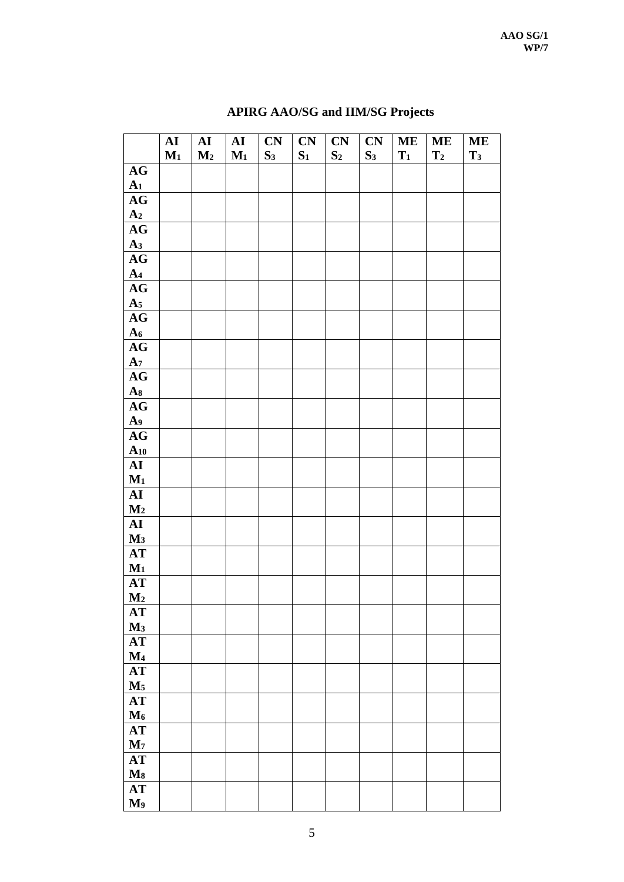## APIRG AAO/SG and IIM/SG Projects

| | $AIM_1$ | $AIM_2$ | $AIM_1$ | $CNS_3$ | $CNS_1$ | $CNS_2$ | $CNS_3$ | $MET_1$ | $MET_2$ | $MET_3$ |
|---|---|---|---|---|---|---|---|---|---|---|
| $AGA_1$ | | | | | | | | | | |
| $AGA_2$ | | | | | | | | | | |
| $AGA_3$ | | | | | | | | | | |
| $AGA_4$ | | | | | | | | | | |
| $AGA_5$ | | | | | | | | | | |
| $AGA_6$ | | | | | | | | | | |
| $AGA_7$ | | | | | | | | | | |
| $AGA_8$ | | | | | | | | | | |
| $AGA_9$ | | | | | | | | | | |
| $AGA_{10}$ | | | | | | | | | | |
| $AIM_1$ | | | | | | | | | | |
| $AIM_2$ | | | | | | | | | | |
| $AIM_3$ | | | | | | | | | | |
| $ATM_1$ | | | | | | | | | | |
| $ATM_2$ | | | | | | | | | | |
| $ATM_3$ | | | | | | | | | | |
| $ATM_4$ | | | | | | | | | | |
| $ATM_5$ | | | | | | | | | | |
| $ATM_6$ | | | | | | | | | | |
| $ATM_7$ | | | | | | | | | | |
| $ATM_8$ | | | | | | | | | | |
| $ATM_9$ | | | | | | | | | | |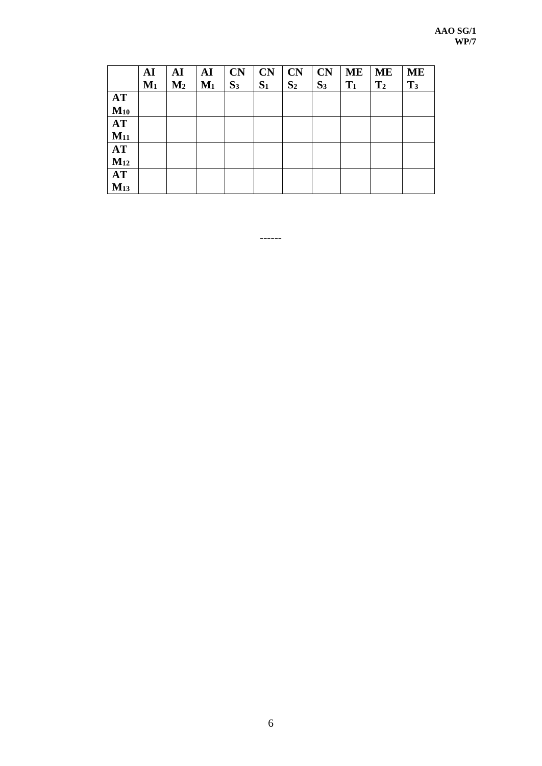| | AI $M_1$ | AI $M_2$ | AI $M_1$ | CN $S_3$ | CN $S_1$ | CN $S_2$ | CN $S_3$ | ME $T_1$ | ME $T_2$ | ME $T_3$ |
|---|---|---|---|---|---|---|---|---|---|---|
| AT $M_{10}$ | | | | | | | | | | |
| AT $M_{11}$ | | | | | | | | | | |
| AT $M_{12}$ | | | | | | | | | | |
| AT $M_{13}$ | | | | | | | | | | |

------